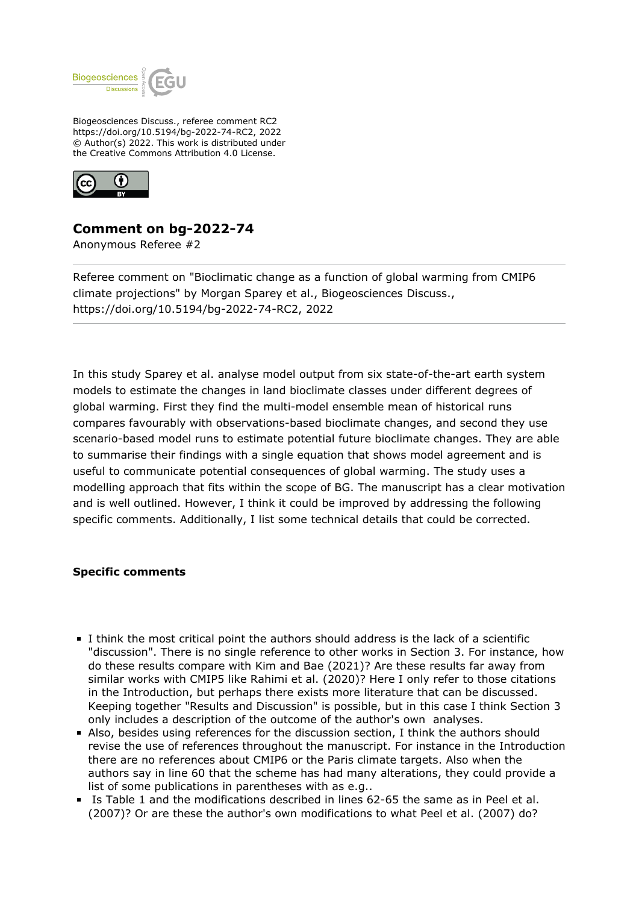Biogeosciences Discuss., referee comment RC2
https://doi.org/10.5194/bg-2022-74-RC2, 2022
© Author(s) 2022. This work is distributed under
the Creative Commons Attribution 4.0 License.

# Comment on bg-2022-74

Anonymous Referee #2

---

Referee comment on "Bioclimatic change as a function of global warming from CMIP6 climate projections" by Morgan Sparey et al., Biogeosciences Discuss., https://doi.org/10.5194/bg-2022-74-RC2, 2022

---

In this study Sparey et al. analyse model output from six state-of-the-art earth system models to estimate the changes in land bioclimate classes under different degrees of global warming. First they find the multi-model ensemble mean of historical runs compares favourably with observations-based bioclimate changes, and second they use scenario-based model runs to estimate potential future bioclimate changes. They are able to summarise their findings with a single equation that shows model agreement and is useful to communicate potential consequences of global warming. The study uses a modelling approach that fits within the scope of BG. The manuscript has a clear motivation and is well outlined. However, I think it could be improved by addressing the following specific comments. Additionally, I list some technical details that could be corrected.

**Specific comments**

- I think the most critical point the authors should address is the lack of a scientific "discussion". There is no single reference to other works in Section 3. For instance, how do these results compare with Kim and Bae (2021)? Are these results far away from similar works with CMIP5 like Rahimi et al. (2020)? Here I only refer to those citations in the Introduction, but perhaps there exists more literature that can be discussed. Keeping together "Results and Discussion" is possible, but in this case I think Section 3 only includes a description of the outcome of the author's own analyses.
- Also, besides using references for the discussion section, I think the authors should revise the use of references throughout the manuscript. For instance in the Introduction there are no references about CMIP6 or the Paris climate targets. Also when the authors say in line 60 that the scheme has had many alterations, they could provide a list of some publications in parentheses with as e.g..
- Is Table 1 and the modifications described in lines 62-65 the same as in Peel et al. (2007)? Or are these the author's own modifications to what Peel et al. (2007) do?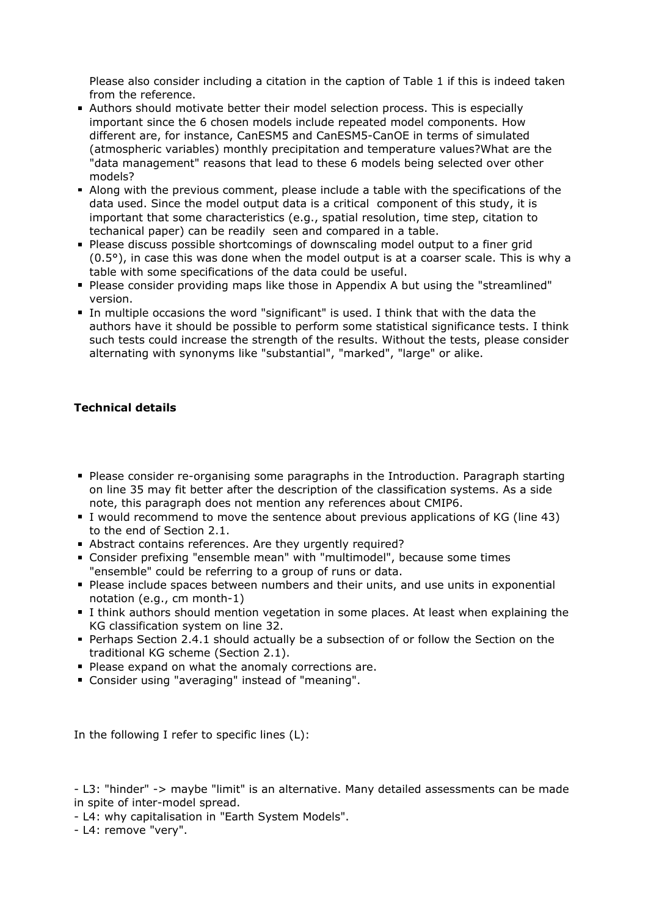Please also consider including a citation in the caption of Table 1 if this is indeed taken from the reference.

- Authors should motivate better their model selection process. This is especially important since the 6 chosen models include repeated model components. How different are, for instance, CanESM5 and CanESM5-CanOE in terms of simulated (atmospheric variables) monthly precipitation and temperature values?What are the "data management" reasons that lead to these 6 models being selected over other models?
- Along with the previous comment, please include a table with the specifications of the data used. Since the model output data is a critical component of this study, it is important that some characteristics (e.g., spatial resolution, time step, citation to techanical paper) can be readily seen and compared in a table.
- Please discuss possible shortcomings of downscaling model output to a finer grid (0.5°), in case this was done when the model output is at a coarser scale. This is why a table with some specifications of the data could be useful.
- Please consider providing maps like those in Appendix A but using the "streamlined" version.
- In multiple occasions the word "significant" is used. I think that with the data the authors have it should be possible to perform some statistical significance tests. I think such tests could increase the strength of the results. Without the tests, please consider alternating with synonyms like "substantial", "marked", "large" or alike.

**Technical details**

- Please consider re-organising some paragraphs in the Introduction. Paragraph starting on line 35 may fit better after the description of the classification systems. As a side note, this paragraph does not mention any references about CMIP6.
- I would recommend to move the sentence about previous applications of KG (line 43) to the end of Section 2.1.
- Abstract contains references. Are they urgently required?
- Consider prefixing "ensemble mean" with "multimodel", because some times "ensemble" could be referring to a group of runs or data.
- Please include spaces between numbers and their units, and use units in exponential notation (e.g., cm month-1)
- I think authors should mention vegetation in some places. At least when explaining the KG classification system on line 32.
- Perhaps Section 2.4.1 should actually be a subsection of or follow the Section on the traditional KG scheme (Section 2.1).
- Please expand on what the anomaly corrections are.
- Consider using "averaging" instead of "meaning".

In the following I refer to specific lines (L):

- L3: "hinder" -> maybe "limit" is an alternative. Many detailed assessments can be made in spite of inter-model spread.
- L4: why capitalisation in "Earth System Models".
- L4: remove "very".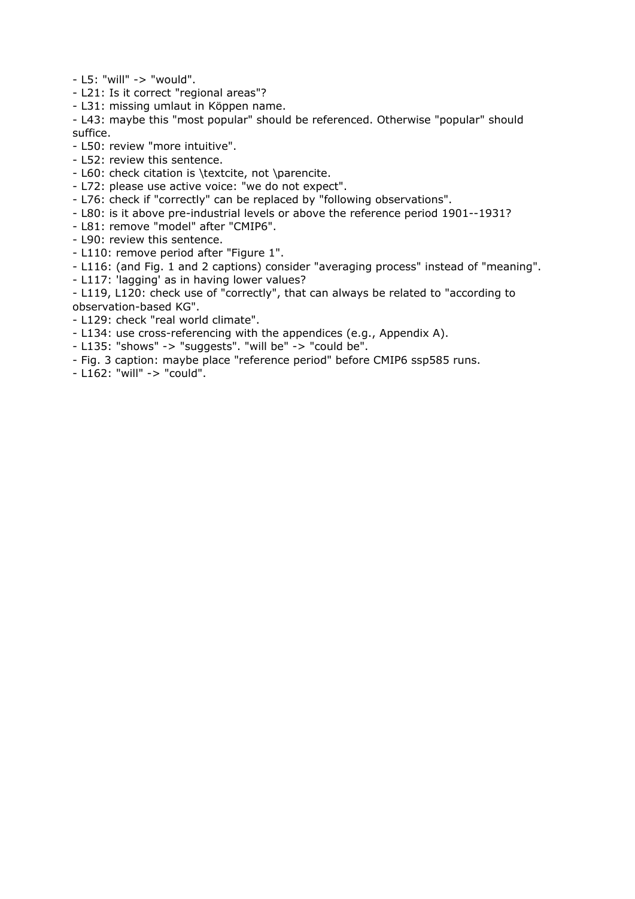- L5: "will" -> "would".
- L21: Is it correct "regional areas"?
- L31: missing umlaut in Köppen name.
- L43: maybe this "most popular" should be referenced. Otherwise "popular" should suffice.
- L50: review "more intuitive".
- L52: review this sentence.
- L60: check citation is \textcite, not \parencite.
- L72: please use active voice: "we do not expect".
- L76: check if "correctly" can be replaced by "following observations".
- L80: is it above pre-industrial levels or above the reference period 1901--1931?
- L81: remove "model" after "CMIP6".
- L90: review this sentence.
- L110: remove period after "Figure 1".
- L116: (and Fig. 1 and 2 captions) consider "averaging process" instead of "meaning".
- L117: 'lagging' as in having lower values?
- L119, L120: check use of "correctly", that can always be related to "according to observation-based KG".
- L129: check "real world climate".
- L134: use cross-referencing with the appendices (e.g., Appendix A).
- L135: "shows" -> "suggests". "will be" -> "could be".
- Fig. 3 caption: maybe place "reference period" before CMIP6 ssp585 runs.
- L162: "will" -> "could".